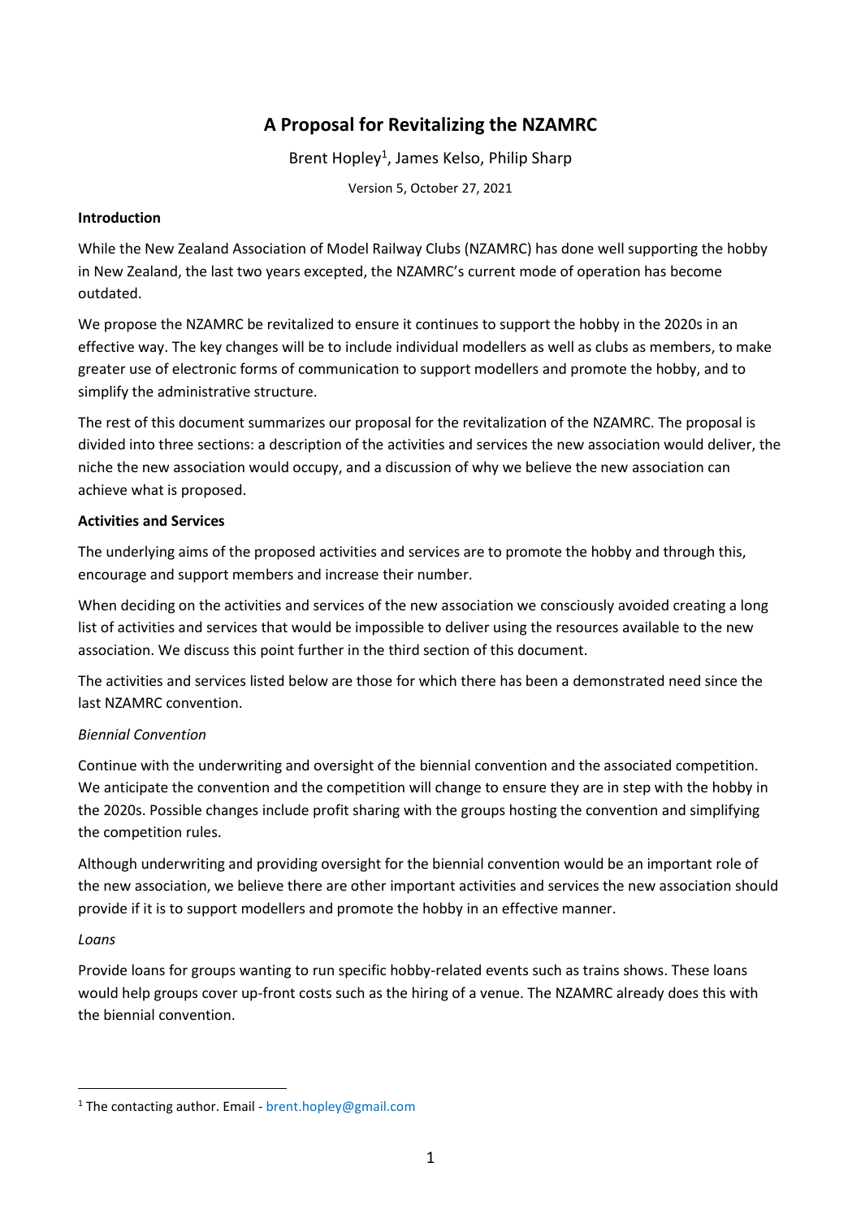# A Proposal for Revitalizing the NZAMRC

Brent Hopley[1], James Kelso, Philip Sharp

Version 5, October 27, 2021

**Introduction**

While the New Zealand Association of Model Railway Clubs (NZAMRC) has done well supporting the hobby in New Zealand, the last two years excepted, the NZAMRC's current mode of operation has become outdated.

We propose the NZAMRC be revitalized to ensure it continues to support the hobby in the 2020s in an effective way. The key changes will be to include individual modellers as well as clubs as members, to make greater use of electronic forms of communication to support modellers and promote the hobby, and to simplify the administrative structure.

The rest of this document summarizes our proposal for the revitalization of the NZAMRC. The proposal is divided into three sections: a description of the activities and services the new association would deliver, the niche the new association would occupy, and a discussion of why we believe the new association can achieve what is proposed.

**Activities and Services**

The underlying aims of the proposed activities and services are to promote the hobby and through this, encourage and support members and increase their number.

When deciding on the activities and services of the new association we consciously avoided creating a long list of activities and services that would be impossible to deliver using the resources available to the new association. We discuss this point further in the third section of this document.

The activities and services listed below are those for which there has been a demonstrated need since the last NZAMRC convention.

*Biennial Convention*

Continue with the underwriting and oversight of the biennial convention and the associated competition. We anticipate the convention and the competition will change to ensure they are in step with the hobby in the 2020s. Possible changes include profit sharing with the groups hosting the convention and simplifying the competition rules.

Although underwriting and providing oversight for the biennial convention would be an important role of the new association, we believe there are other important activities and services the new association should provide if it is to support modellers and promote the hobby in an effective manner.

*Loans*

Provide loans for groups wanting to run specific hobby-related events such as trains shows. These loans would help groups cover up-front costs such as the hiring of a venue. The NZAMRC already does this with the biennial convention.

---

[1] The contacting author. Email - brent.hopley@gmail.com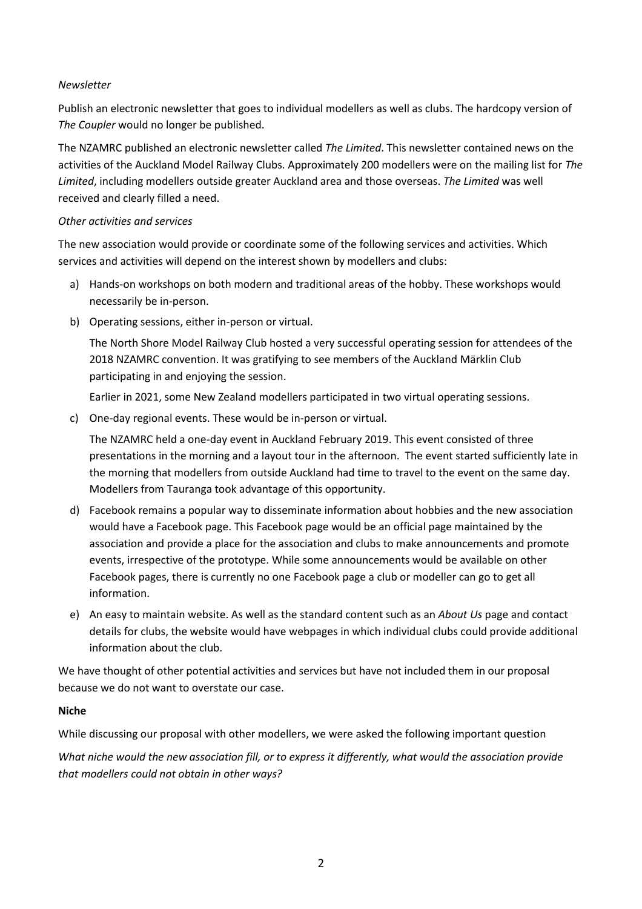*Newsletter*

Publish an electronic newsletter that goes to individual modellers as well as clubs. The hardcopy version of *The Coupler* would no longer be published.

The NZAMRC published an electronic newsletter called *The Limited*. This newsletter contained news on the activities of the Auckland Model Railway Clubs. Approximately 200 modellers were on the mailing list for *The Limited*, including modellers outside greater Auckland area and those overseas. *The Limited* was well received and clearly filled a need.

*Other activities and services*

The new association would provide or coordinate some of the following services and activities. Which services and activities will depend on the interest shown by modellers and clubs:

a) Hands-on workshops on both modern and traditional areas of the hobby. These workshops would necessarily be in-person.

b) Operating sessions, either in-person or virtual.

   The North Shore Model Railway Club hosted a very successful operating session for attendees of the 2018 NZAMRC convention. It was gratifying to see members of the Auckland Märklin Club participating in and enjoying the session.

   Earlier in 2021, some New Zealand modellers participated in two virtual operating sessions.

c) One-day regional events. These would be in-person or virtual.

   The NZAMRC held a one-day event in Auckland February 2019. This event consisted of three presentations in the morning and a layout tour in the afternoon. The event started sufficiently late in the morning that modellers from outside Auckland had time to travel to the event on the same day. Modellers from Tauranga took advantage of this opportunity.

d) Facebook remains a popular way to disseminate information about hobbies and the new association would have a Facebook page. This Facebook page would be an official page maintained by the association and provide a place for the association and clubs to make announcements and promote events, irrespective of the prototype. While some announcements would be available on other Facebook pages, there is currently no one Facebook page a club or modeller can go to get all information.

e) An easy to maintain website. As well as the standard content such as an *About Us* page and contact details for clubs, the website would have webpages in which individual clubs could provide additional information about the club.

We have thought of other potential activities and services but have not included them in our proposal because we do not want to overstate our case.

**Niche**

While discussing our proposal with other modellers, we were asked the following important question

*What niche would the new association fill, or to express it differently, what would the association provide that modellers could not obtain in other ways?*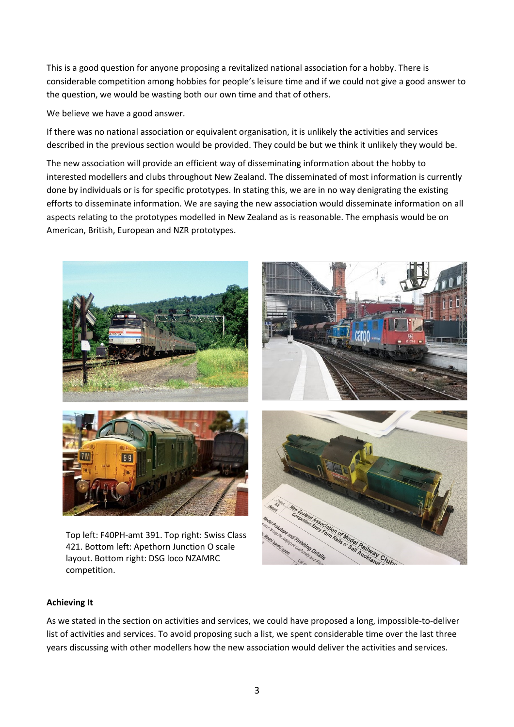This is a good question for anyone proposing a revitalized national association for a hobby. There is considerable competition among hobbies for people's leisure time and if we could not give a good answer to the question, we would be wasting both our own time and that of others.

We believe we have a good answer.

If there was no national association or equivalent organisation, it is unlikely the activities and services described in the previous section would be provided. They could be but we think it unlikely they would be.

The new association will provide an efficient way of disseminating information about the hobby to interested modellers and clubs throughout New Zealand. The disseminated of most information is currently done by individuals or is for specific prototypes. In stating this, we are in no way denigrating the existing efforts to disseminate information. We are saying the new association would disseminate information on all aspects relating to the prototypes modelled in New Zealand as is reasonable. The emphasis would be on American, British, European and NZR prototypes.

Top left: F40PH-amt 391. Top right: Swiss Class 421. Bottom left: Apethorn Junction O scale layout. Bottom right: DSG loco NZAMRC competition.

**Achieving It**

As we stated in the section on activities and services, we could have proposed a long, impossible-to-deliver list of activities and services. To avoid proposing such a list, we spent considerable time over the last three years discussing with other modellers how the new association would deliver the activities and services.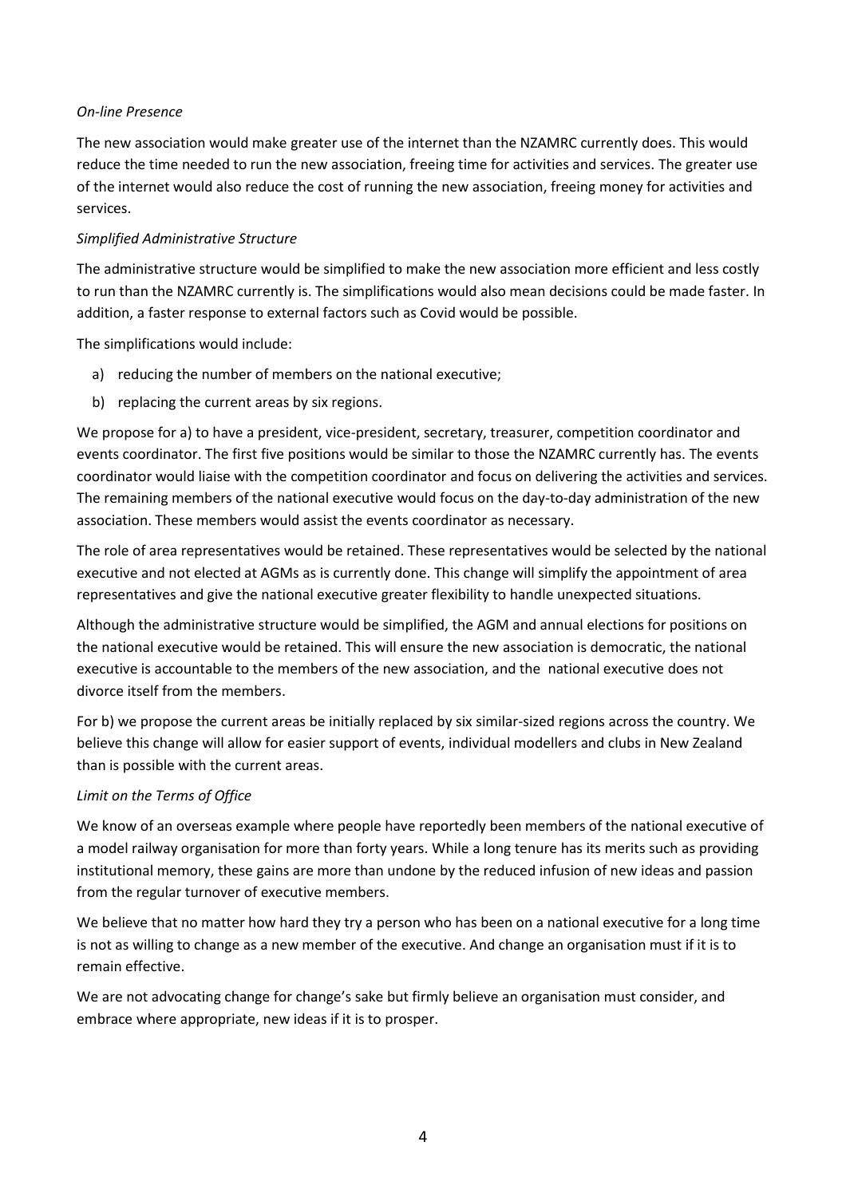*On-line Presence*

The new association would make greater use of the internet than the NZAMRC currently does. This would reduce the time needed to run the new association, freeing time for activities and services. The greater use of the internet would also reduce the cost of running the new association, freeing money for activities and services.

*Simplified Administrative Structure*

The administrative structure would be simplified to make the new association more efficient and less costly to run than the NZAMRC currently is. The simplifications would also mean decisions could be made faster. In addition, a faster response to external factors such as Covid would be possible.

The simplifications would include:

a) reducing the number of members on the national executive;
b) replacing the current areas by six regions.

We propose for a) to have a president, vice-president, secretary, treasurer, competition coordinator and events coordinator. The first five positions would be similar to those the NZAMRC currently has. The events coordinator would liaise with the competition coordinator and focus on delivering the activities and services. The remaining members of the national executive would focus on the day-to-day administration of the new association. These members would assist the events coordinator as necessary.

The role of area representatives would be retained. These representatives would be selected by the national executive and not elected at AGMs as is currently done. This change will simplify the appointment of area representatives and give the national executive greater flexibility to handle unexpected situations.

Although the administrative structure would be simplified, the AGM and annual elections for positions on the national executive would be retained. This will ensure the new association is democratic, the national executive is accountable to the members of the new association, and the national executive does not divorce itself from the members.

For b) we propose the current areas be initially replaced by six similar-sized regions across the country. We believe this change will allow for easier support of events, individual modellers and clubs in New Zealand than is possible with the current areas.

*Limit on the Terms of Office*

We know of an overseas example where people have reportedly been members of the national executive of a model railway organisation for more than forty years. While a long tenure has its merits such as providing institutional memory, these gains are more than undone by the reduced infusion of new ideas and passion from the regular turnover of executive members.

We believe that no matter how hard they try a person who has been on a national executive for a long time is not as willing to change as a new member of the executive. And change an organisation must if it is to remain effective.

We are not advocating change for change's sake but firmly believe an organisation must consider, and embrace where appropriate, new ideas if it is to prosper.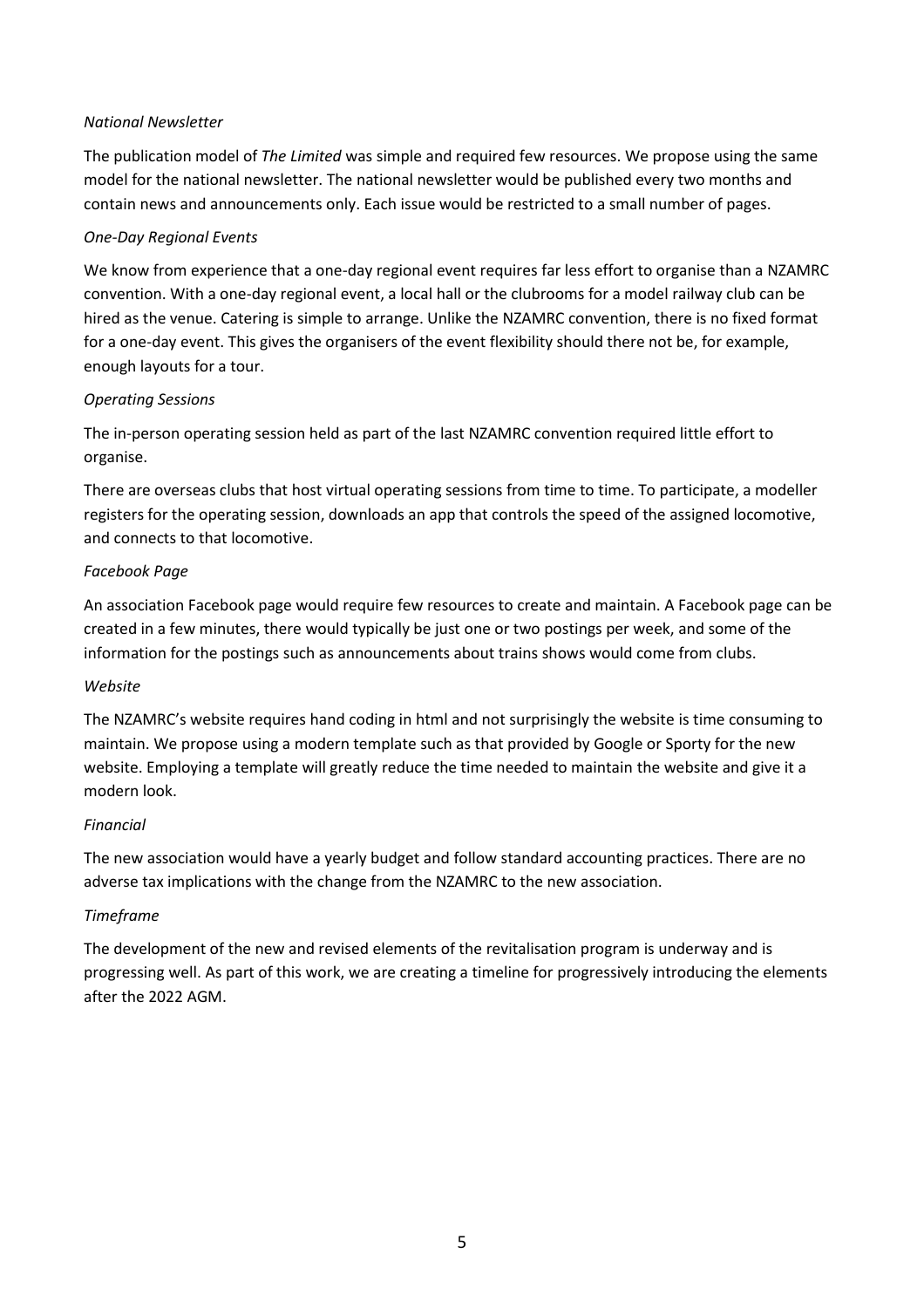*National Newsletter*

The publication model of *The Limited* was simple and required few resources. We propose using the same model for the national newsletter. The national newsletter would be published every two months and contain news and announcements only. Each issue would be restricted to a small number of pages.

*One-Day Regional Events*

We know from experience that a one-day regional event requires far less effort to organise than a NZAMRC convention. With a one-day regional event, a local hall or the clubrooms for a model railway club can be hired as the venue. Catering is simple to arrange. Unlike the NZAMRC convention, there is no fixed format for a one-day event. This gives the organisers of the event flexibility should there not be, for example, enough layouts for a tour.

*Operating Sessions*

The in-person operating session held as part of the last NZAMRC convention required little effort to organise.

There are overseas clubs that host virtual operating sessions from time to time. To participate, a modeller registers for the operating session, downloads an app that controls the speed of the assigned locomotive, and connects to that locomotive.

*Facebook Page*

An association Facebook page would require few resources to create and maintain. A Facebook page can be created in a few minutes, there would typically be just one or two postings per week, and some of the information for the postings such as announcements about trains shows would come from clubs.

*Website*

The NZAMRC's website requires hand coding in html and not surprisingly the website is time consuming to maintain. We propose using a modern template such as that provided by Google or Sporty for the new website. Employing a template will greatly reduce the time needed to maintain the website and give it a modern look.

*Financial*

The new association would have a yearly budget and follow standard accounting practices. There are no adverse tax implications with the change from the NZAMRC to the new association.

*Timeframe*

The development of the new and revised elements of the revitalisation program is underway and is progressing well. As part of this work, we are creating a timeline for progressively introducing the elements after the 2022 AGM.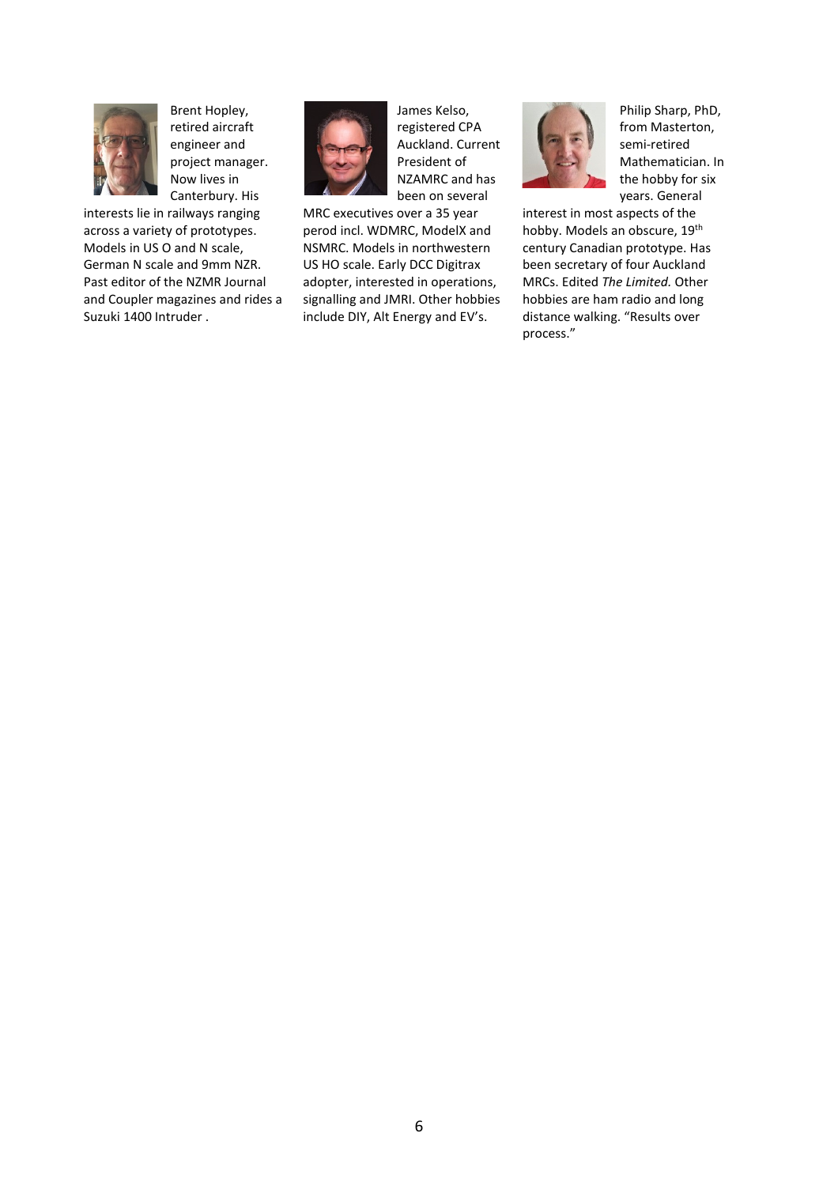Brent Hopley, retired aircraft engineer and project manager. Now lives in Canterbury. His interests lie in railways ranging across a variety of prototypes. Models in US O and N scale, German N scale and 9mm NZR. Past editor of the NZMR Journal and Coupler magazines and rides a Suzuki 1400 Intruder .

James Kelso, registered CPA Auckland. Current President of NZAMRC and has been on several MRC executives over a 35 year perod incl. WDMRC, ModelX and NSMRC. Models in northwestern US HO scale. Early DCC Digitrax adopter, interested in operations, signalling and JMRI. Other hobbies include DIY, Alt Energy and EV's.

Philip Sharp, PhD, from Masterton, semi-retired Mathematician. In the hobby for six years. General interest in most aspects of the hobby. Models an obscure, 19th century Canadian prototype. Has been secretary of four Auckland MRCs. Edited *The Limited.* Other hobbies are ham radio and long distance walking. "Results over process."